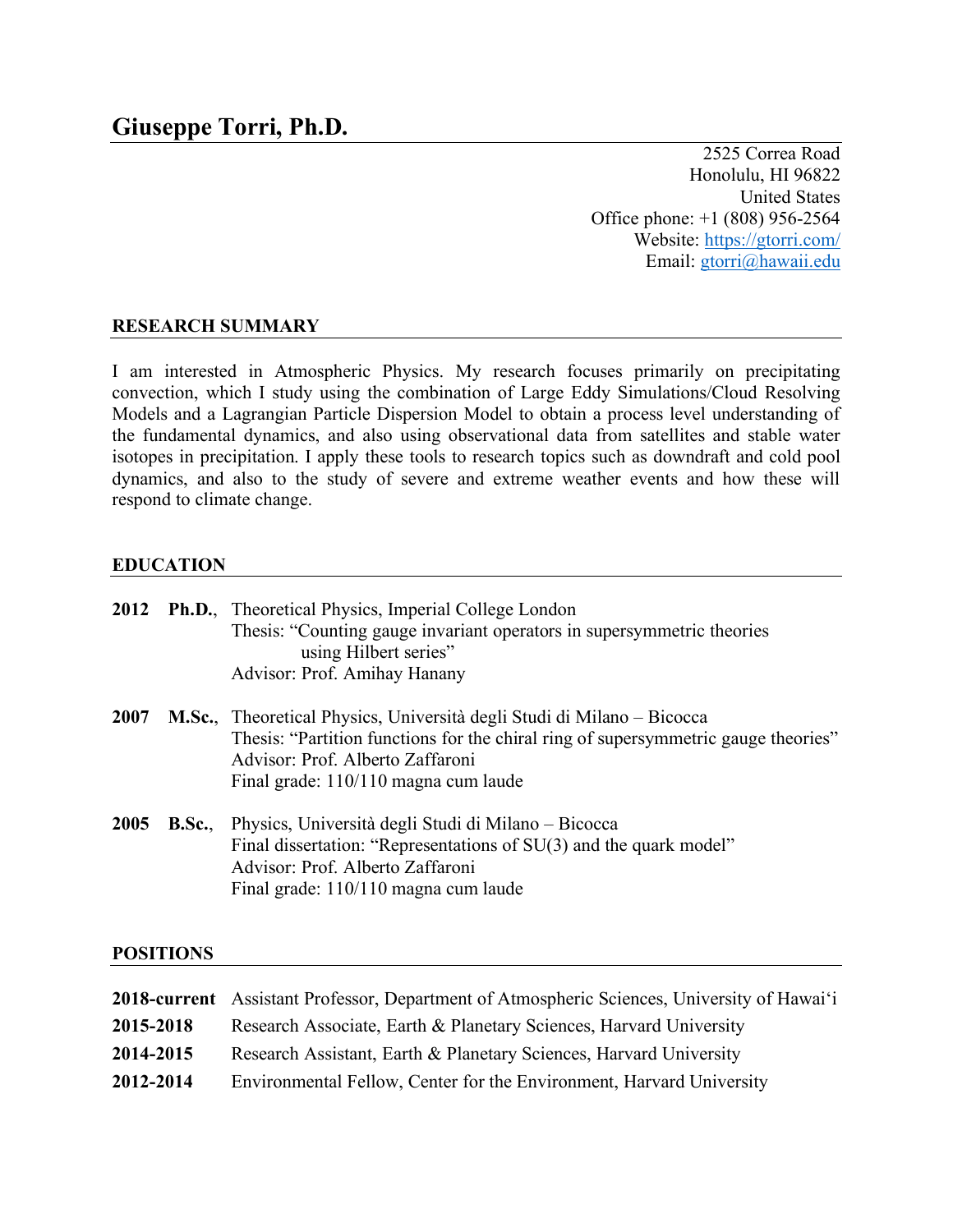# Giuseppe Torri, Ph.D.

2525 Correa Road
Honolulu, HI 96822
United States
Office phone: +1 (808) 956-2564
Website: [https://gtorri.com/](https://gtorri.com/)
Email: [gtorri@hawaii.edu](mailto:gtorri@hawaii.edu)

## RESEARCH SUMMARY

I am interested in Atmospheric Physics. My research focuses primarily on precipitating convection, which I study using the combination of Large Eddy Simulations/Cloud Resolving Models and a Lagrangian Particle Dispersion Model to obtain a process level understanding of the fundamental dynamics, and also using observational data from satellites and stable water isotopes in precipitation. I apply these tools to research topics such as downdraft and cold pool dynamics, and also to the study of severe and extreme weather events and how these will respond to climate change.

## EDUCATION

**2012** **Ph.D.**, Theoretical Physics, Imperial College London
Thesis: "Counting gauge invariant operators in supersymmetric theories using Hilbert series"
Advisor: Prof. Amihay Hanany

**2007** **M.Sc.**, Theoretical Physics, Università degli Studi di Milano – Bicocca
Thesis: "Partition functions for the chiral ring of supersymmetric gauge theories"
Advisor: Prof. Alberto Zaffaroni
Final grade: 110/110 magna cum laude

**2005** **B.Sc.**, Physics, Università degli Studi di Milano – Bicocca
Final dissertation: "Representations of SU(3) and the quark model"
Advisor: Prof. Alberto Zaffaroni
Final grade: 110/110 magna cum laude

## POSITIONS

**2018-current** Assistant Professor, Department of Atmospheric Sciences, University of Hawai'i

**2015-2018** Research Associate, Earth & Planetary Sciences, Harvard University

**2014-2015** Research Assistant, Earth & Planetary Sciences, Harvard University

**2012-2014** Environmental Fellow, Center for the Environment, Harvard University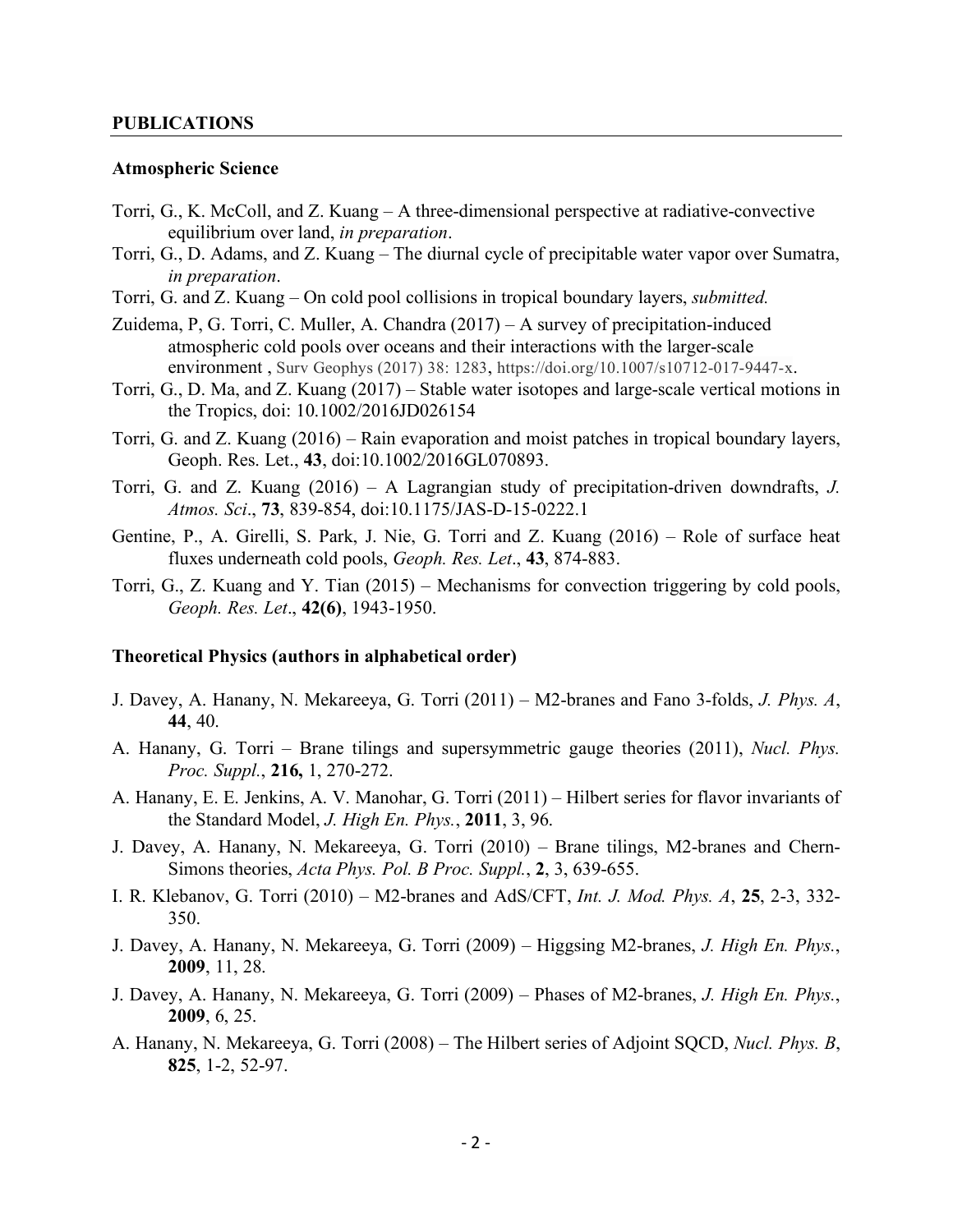## PUBLICATIONS

### Atmospheric Science

Torri, G., K. McColl, and Z. Kuang – A three-dimensional perspective at radiative-convective equilibrium over land, *in preparation*.

Torri, G., D. Adams, and Z. Kuang – The diurnal cycle of precipitable water vapor over Sumatra, *in preparation*.

Torri, G. and Z. Kuang – On cold pool collisions in tropical boundary layers, *submitted.*

Zuidema, P, G. Torri, C. Muller, A. Chandra (2017) – A survey of precipitation-induced atmospheric cold pools over oceans and their interactions with the larger-scale environment , Surv Geophys (2017) 38: 1283, https://doi.org/10.1007/s10712-017-9447-x.

Torri, G., D. Ma, and Z. Kuang (2017) – Stable water isotopes and large-scale vertical motions in the Tropics, doi: 10.1002/2016JD026154

Torri, G. and Z. Kuang (2016) – Rain evaporation and moist patches in tropical boundary layers, Geoph. Res. Let., **43**, doi:10.1002/2016GL070893.

Torri, G. and Z. Kuang (2016) – A Lagrangian study of precipitation-driven downdrafts, *J. Atmos. Sci*., **73**, 839-854, doi:10.1175/JAS-D-15-0222.1

Gentine, P., A. Girelli, S. Park, J. Nie, G. Torri and Z. Kuang (2016) – Role of surface heat fluxes underneath cold pools, *Geoph. Res. Let*., **43**, 874-883.

Torri, G., Z. Kuang and Y. Tian (2015) – Mechanisms for convection triggering by cold pools, *Geoph. Res. Let*., **42(6)**, 1943-1950.

### Theoretical Physics (authors in alphabetical order)

J. Davey, A. Hanany, N. Mekareeya, G. Torri (2011) – M2-branes and Fano 3-folds, *J. Phys. A*, **44**, 40.

A. Hanany, G. Torri – Brane tilings and supersymmetric gauge theories (2011), *Nucl. Phys. Proc. Suppl.*, **216,** 1, 270-272.

A. Hanany, E. E. Jenkins, A. V. Manohar, G. Torri (2011) – Hilbert series for flavor invariants of the Standard Model, *J. High En. Phys.*, **2011**, 3, 96.

J. Davey, A. Hanany, N. Mekareeya, G. Torri (2010) – Brane tilings, M2-branes and Chern-Simons theories, *Acta Phys. Pol. B Proc. Suppl.*, **2**, 3, 639-655.

I. R. Klebanov, G. Torri (2010) – M2-branes and AdS/CFT, *Int. J. Mod. Phys. A*, **25**, 2-3, 332-350.

J. Davey, A. Hanany, N. Mekareeya, G. Torri (2009) – Higgsing M2-branes, *J. High En. Phys.*, **2009**, 11, 28.

J. Davey, A. Hanany, N. Mekareeya, G. Torri (2009) – Phases of M2-branes, *J. High En. Phys.*, **2009**, 6, 25.

A. Hanany, N. Mekareeya, G. Torri (2008) – The Hilbert series of Adjoint SQCD, *Nucl. Phys. B*, **825**, 1-2, 52-97.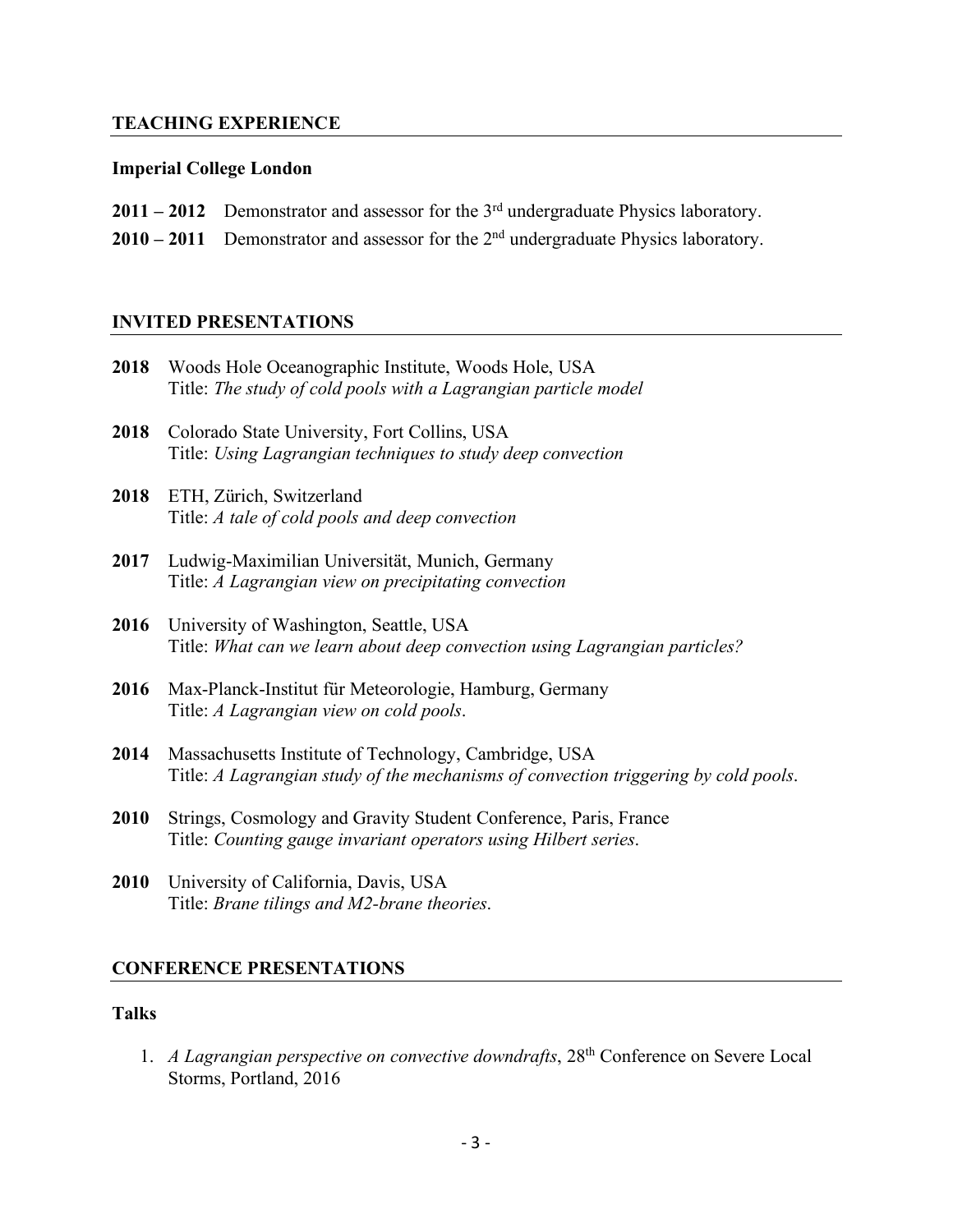## TEACHING EXPERIENCE

### Imperial College London

**2011 – 2012** Demonstrator and assessor for the 3rd undergraduate Physics laboratory.

**2010 – 2011** Demonstrator and assessor for the 2nd undergraduate Physics laboratory.

## INVITED PRESENTATIONS

**2018** Woods Hole Oceanographic Institute, Woods Hole, USA
Title: *The study of cold pools with a Lagrangian particle model*

**2018** Colorado State University, Fort Collins, USA
Title: *Using Lagrangian techniques to study deep convection*

**2018** ETH, Zürich, Switzerland
Title: *A tale of cold pools and deep convection*

**2017** Ludwig-Maximilian Universität, Munich, Germany
Title: *A Lagrangian view on precipitating convection*

**2016** University of Washington, Seattle, USA
Title: *What can we learn about deep convection using Lagrangian particles?*

**2016** Max-Planck-Institut für Meteorologie, Hamburg, Germany
Title: *A Lagrangian view on cold pools*.

**2014** Massachusetts Institute of Technology, Cambridge, USA
Title: *A Lagrangian study of the mechanisms of convection triggering by cold pools*.

**2010** Strings, Cosmology and Gravity Student Conference, Paris, France
Title: *Counting gauge invariant operators using Hilbert series*.

**2010** University of California, Davis, USA
Title: *Brane tilings and M2-brane theories*.

## CONFERENCE PRESENTATIONS

### Talks

1. *A Lagrangian perspective on convective downdrafts*, 28th Conference on Severe Local Storms, Portland, 2016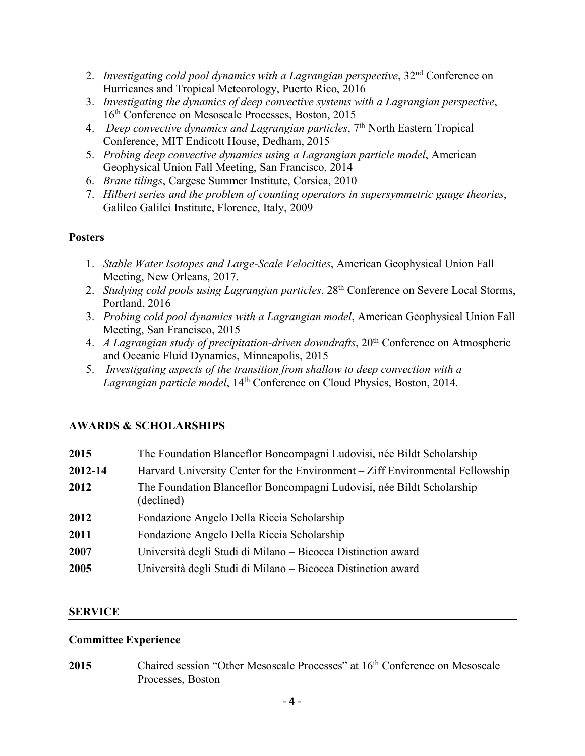2. *Investigating cold pool dynamics with a Lagrangian perspective*, 32nd Conference on Hurricanes and Tropical Meteorology, Puerto Rico, 2016
3. *Investigating the dynamics of deep convective systems with a Lagrangian perspective*, 16th Conference on Mesoscale Processes, Boston, 2015
4. *Deep convective dynamics and Lagrangian particles*, 7th North Eastern Tropical Conference, MIT Endicott House, Dedham, 2015
5. *Probing deep convective dynamics using a Lagrangian particle model*, American Geophysical Union Fall Meeting, San Francisco, 2014
6. *Brane tilings*, Cargese Summer Institute, Corsica, 2010
7. *Hilbert series and the problem of counting operators in supersymmetric gauge theories*, Galileo Galilei Institute, Florence, Italy, 2009

### Posters

1. *Stable Water Isotopes and Large-Scale Velocities*, American Geophysical Union Fall Meeting, New Orleans, 2017.
2. *Studying cold pools using Lagrangian particles*, 28th Conference on Severe Local Storms, Portland, 2016
3. *Probing cold pool dynamics with a Lagrangian model*, American Geophysical Union Fall Meeting, San Francisco, 2015
4. *A Lagrangian study of precipitation-driven downdrafts*, 20th Conference on Atmospheric and Oceanic Fluid Dynamics, Minneapolis, 2015
5. *Investigating aspects of the transition from shallow to deep convection with a Lagrangian particle model*, 14th Conference on Cloud Physics, Boston, 2014.

## AWARDS & SCHOLARSHIPS

| | |
|---|---|
| **2015** | The Foundation Blanceflor Boncompagni Ludovisi, née Bildt Scholarship |
| **2012-14** | Harvard University Center for the Environment – Ziff Environmental Fellowship |
| **2012** | The Foundation Blanceflor Boncompagni Ludovisi, née Bildt Scholarship (declined) |
| **2012** | Fondazione Angelo Della Riccia Scholarship |
| **2011** | Fondazione Angelo Della Riccia Scholarship |
| **2007** | Università degli Studi di Milano – Bicocca Distinction award |
| **2005** | Università degli Studi di Milano – Bicocca Distinction award |

## SERVICE

### Committee Experience

**2015** Chaired session "Other Mesoscale Processes" at 16th Conference on Mesoscale Processes, Boston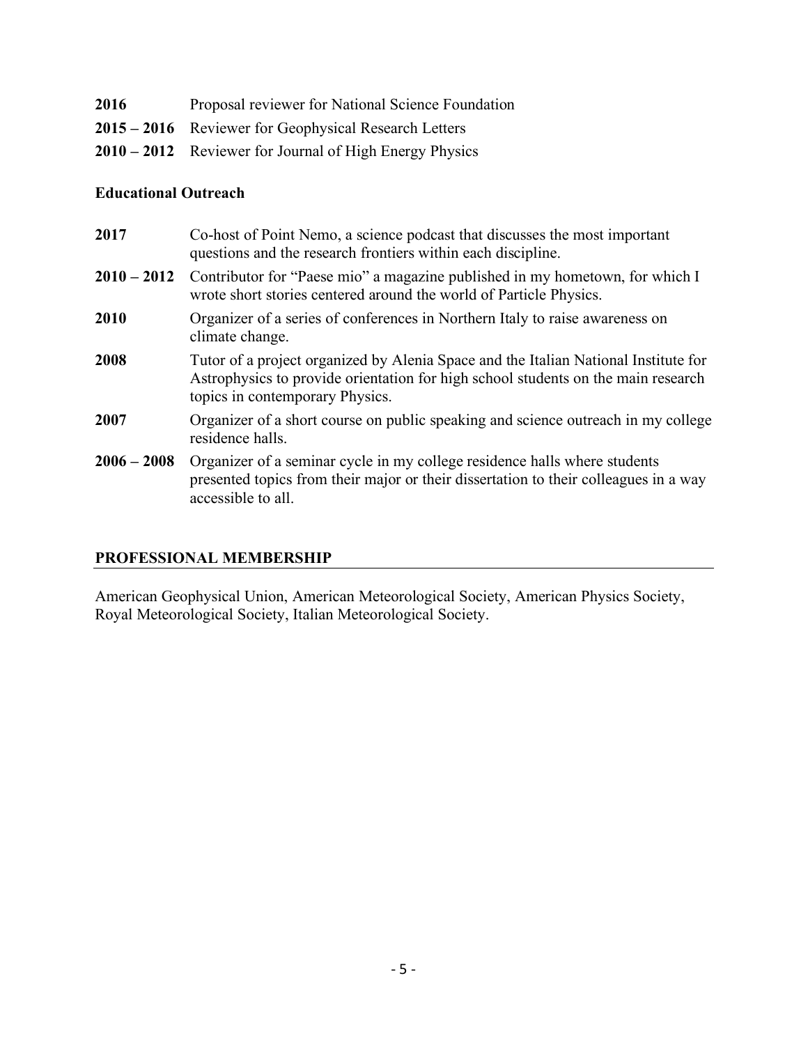**2016** Proposal reviewer for National Science Foundation

**2015 – 2016** Reviewer for Geophysical Research Letters

**2010 – 2012** Reviewer for Journal of High Energy Physics

**Educational Outreach**

**2017** Co-host of Point Nemo, a science podcast that discusses the most important questions and the research frontiers within each discipline.

**2010 – 2012** Contributor for "Paese mio" a magazine published in my hometown, for which I wrote short stories centered around the world of Particle Physics.

**2010** Organizer of a series of conferences in Northern Italy to raise awareness on climate change.

**2008** Tutor of a project organized by Alenia Space and the Italian National Institute for Astrophysics to provide orientation for high school students on the main research topics in contemporary Physics.

**2007** Organizer of a short course on public speaking and science outreach in my college residence halls.

**2006 – 2008** Organizer of a seminar cycle in my college residence halls where students presented topics from their major or their dissertation to their colleagues in a way accessible to all.

## PROFESSIONAL MEMBERSHIP

American Geophysical Union, American Meteorological Society, American Physics Society, Royal Meteorological Society, Italian Meteorological Society.